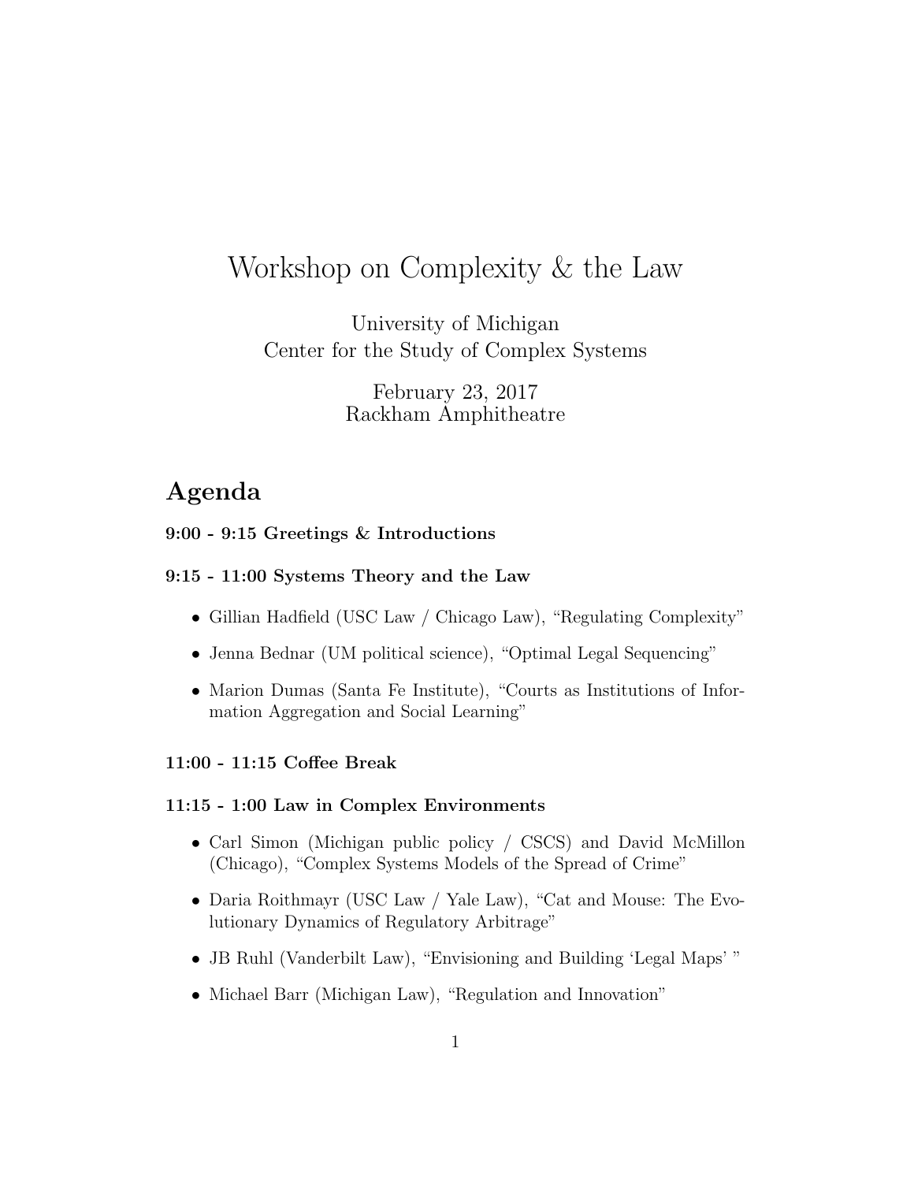# Workshop on Complexity & the Law

University of Michigan
Center for the Study of Complex Systems

February 23, 2017
Rackham Amphitheatre

## Agenda

**9:00 - 9:15 Greetings & Introductions**

**9:15 - 11:00 Systems Theory and the Law**

- Gillian Hadfield (USC Law / Chicago Law), "Regulating Complexity"
- Jenna Bednar (UM political science), "Optimal Legal Sequencing"
- Marion Dumas (Santa Fe Institute), "Courts as Institutions of Information Aggregation and Social Learning"

**11:00 - 11:15 Coffee Break**

**11:15 - 1:00 Law in Complex Environments**

- Carl Simon (Michigan public policy / CSCS) and David McMillon (Chicago), "Complex Systems Models of the Spread of Crime"
- Daria Roithmayr (USC Law / Yale Law), "Cat and Mouse: The Evolutionary Dynamics of Regulatory Arbitrage"
- JB Ruhl (Vanderbilt Law), "Envisioning and Building 'Legal Maps' "
- Michael Barr (Michigan Law), "Regulation and Innovation"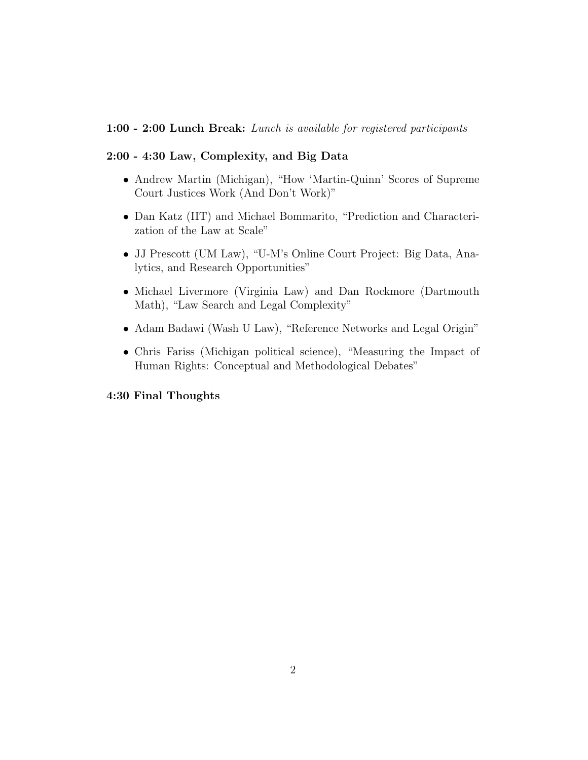**1:00 - 2:00 Lunch Break:** *Lunch is available for registered participants*

**2:00 - 4:30 Law, Complexity, and Big Data**

- Andrew Martin (Michigan), "How 'Martin-Quinn' Scores of Supreme Court Justices Work (And Don't Work)"
- Dan Katz (IIT) and Michael Bommarito, "Prediction and Characterization of the Law at Scale"
- JJ Prescott (UM Law), "U-M's Online Court Project: Big Data, Analytics, and Research Opportunities"
- Michael Livermore (Virginia Law) and Dan Rockmore (Dartmouth Math), "Law Search and Legal Complexity"
- Adam Badawi (Wash U Law), "Reference Networks and Legal Origin"
- Chris Fariss (Michigan political science), "Measuring the Impact of Human Rights: Conceptual and Methodological Debates"

**4:30 Final Thoughts**